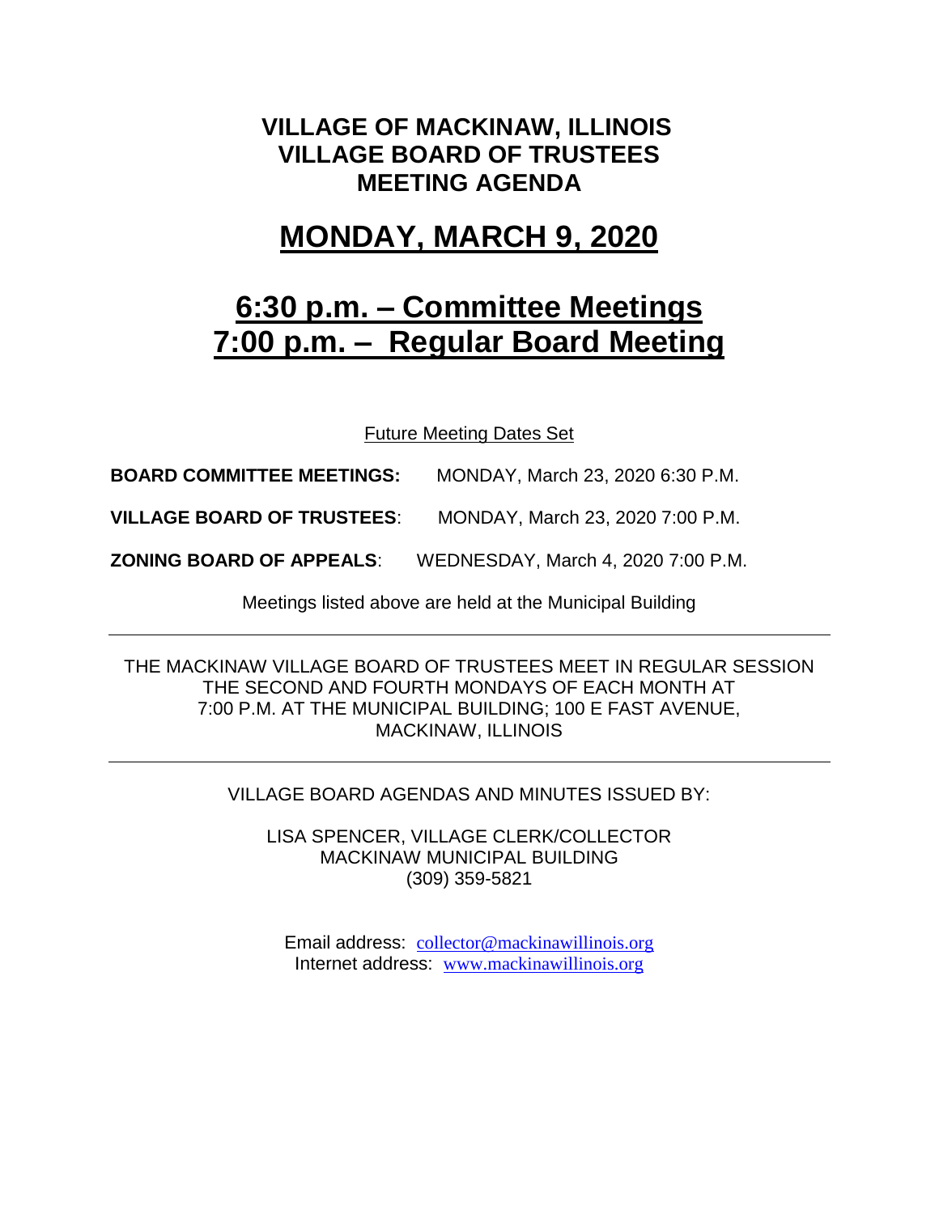# VILLAGE OF MACKINAW, ILLINOIS
# VILLAGE BOARD OF TRUSTEES
# MEETING AGENDA

## MONDAY, MARCH 9, 2020

## 6:30 p.m. – Committee Meetings
## 7:00 p.m. – Regular Board Meeting

Future Meeting Dates Set

**BOARD COMMITTEE MEETINGS:** MONDAY, March 23, 2020 6:30 P.M.

**VILLAGE BOARD OF TRUSTEES**: MONDAY, March 23, 2020 7:00 P.M.

**ZONING BOARD OF APPEALS**: WEDNESDAY, March 4, 2020 7:00 P.M.

Meetings listed above are held at the Municipal Building

---

THE MACKINAW VILLAGE BOARD OF TRUSTEES MEET IN REGULAR SESSION THE SECOND AND FOURTH MONDAYS OF EACH MONTH AT 7:00 P.M. AT THE MUNICIPAL BUILDING; 100 E FAST AVENUE, MACKINAW, ILLINOIS

---

VILLAGE BOARD AGENDAS AND MINUTES ISSUED BY:

LISA SPENCER, VILLAGE CLERK/COLLECTOR
MACKINAW MUNICIPAL BUILDING
(309) 359-5821

Email address: collector@mackinawillinois.org
Internet address: www.mackinawillinois.org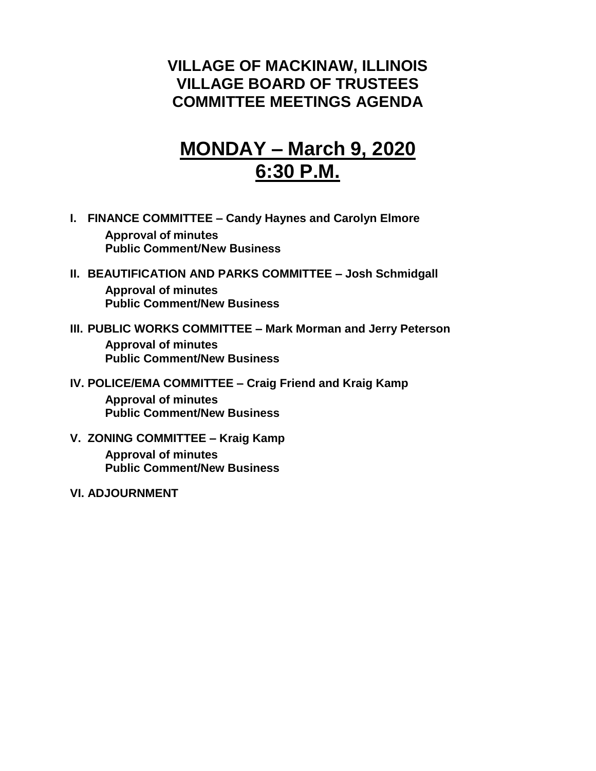# VILLAGE OF MACKINAW, ILLINOIS
# VILLAGE BOARD OF TRUSTEES
# COMMITTEE MEETINGS AGENDA

## MONDAY – March 9, 2020
## 6:30 P.M.

**I. FINANCE COMMITTEE – Candy Haynes and Carolyn Elmore**

**Approval of minutes**
**Public Comment/New Business**

**II. BEAUTIFICATION AND PARKS COMMITTEE – Josh Schmidgall**

**Approval of minutes**
**Public Comment/New Business**

**III. PUBLIC WORKS COMMITTEE – Mark Morman and Jerry Peterson**

**Approval of minutes**
**Public Comment/New Business**

**IV. POLICE/EMA COMMITTEE – Craig Friend and Kraig Kamp**

**Approval of minutes**
**Public Comment/New Business**

**V. ZONING COMMITTEE – Kraig Kamp**

**Approval of minutes**
**Public Comment/New Business**

**VI. ADJOURNMENT**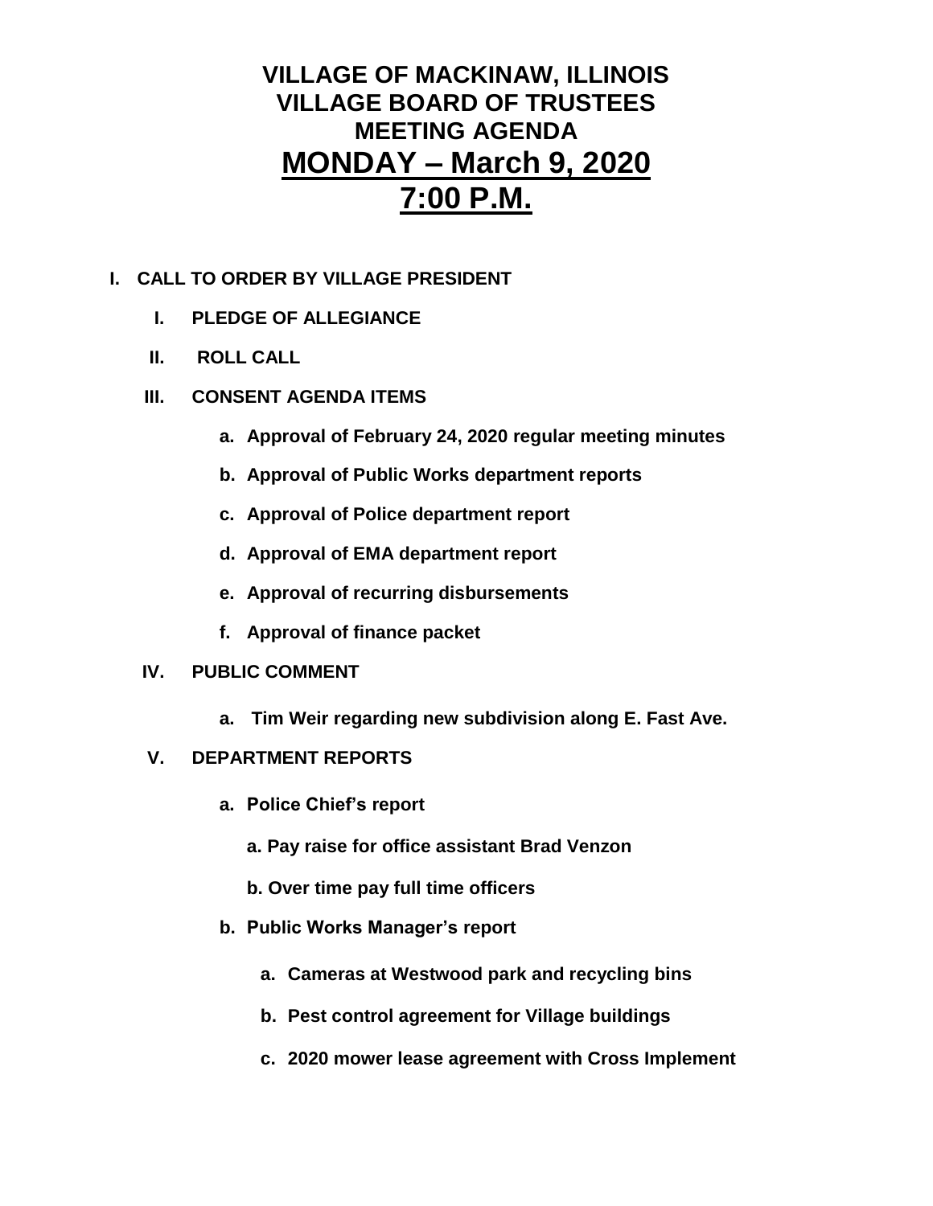# VILLAGE OF MACKINAW, ILLINOIS
# VILLAGE BOARD OF TRUSTEES
# MEETING AGENDA
# MONDAY – March 9, 2020
# 7:00 P.M.

**I. CALL TO ORDER BY VILLAGE PRESIDENT**

- **I. PLEDGE OF ALLEGIANCE**
- **II. ROLL CALL**
- **III. CONSENT AGENDA ITEMS**
  - **a. Approval of February 24, 2020 regular meeting minutes**
  - **b. Approval of Public Works department reports**
  - **c. Approval of Police department report**
  - **d. Approval of EMA department report**
  - **e. Approval of recurring disbursements**
  - **f. Approval of finance packet**
- **IV. PUBLIC COMMENT**
  - **a. Tim Weir regarding new subdivision along E. Fast Ave.**
- **V. DEPARTMENT REPORTS**
  - **a. Police Chief's report**
    - **a. Pay raise for office assistant Brad Venzon**
    - **b. Over time pay full time officers**
  - **b. Public Works Manager's report**
    - **a. Cameras at Westwood park and recycling bins**
    - **b. Pest control agreement for Village buildings**
    - **c. 2020 mower lease agreement with Cross Implement**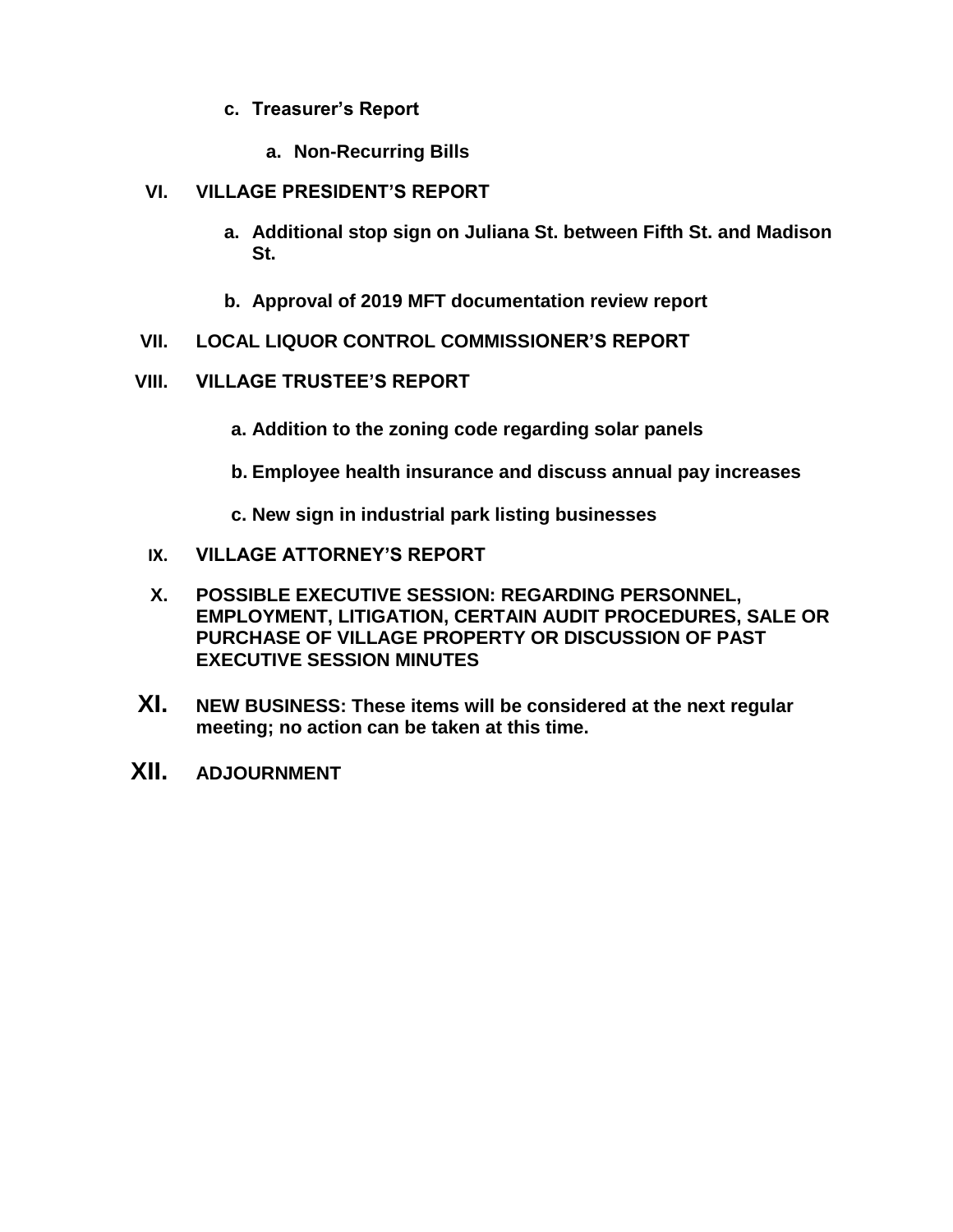c. **Treasurer's Report**

   a. **Non-Recurring Bills**

**VI. VILLAGE PRESIDENT'S REPORT**

   a. **Additional stop sign on Juliana St. between Fifth St. and Madison St.**

   b. **Approval of 2019 MFT documentation review report**

**VII. LOCAL LIQUOR CONTROL COMMISSIONER'S REPORT**

**VIII. VILLAGE TRUSTEE'S REPORT**

   a. **Addition to the zoning code regarding solar panels**

   b. **Employee health insurance and discuss annual pay increases**

   c. **New sign in industrial park listing businesses**

**IX. VILLAGE ATTORNEY'S REPORT**

**X. POSSIBLE EXECUTIVE SESSION: REGARDING PERSONNEL, EMPLOYMENT, LITIGATION, CERTAIN AUDIT PROCEDURES, SALE OR PURCHASE OF VILLAGE PROPERTY OR DISCUSSION OF PAST EXECUTIVE SESSION MINUTES**

**XI. NEW BUSINESS: These items will be considered at the next regular meeting; no action can be taken at this time.**

**XII. ADJOURNMENT**